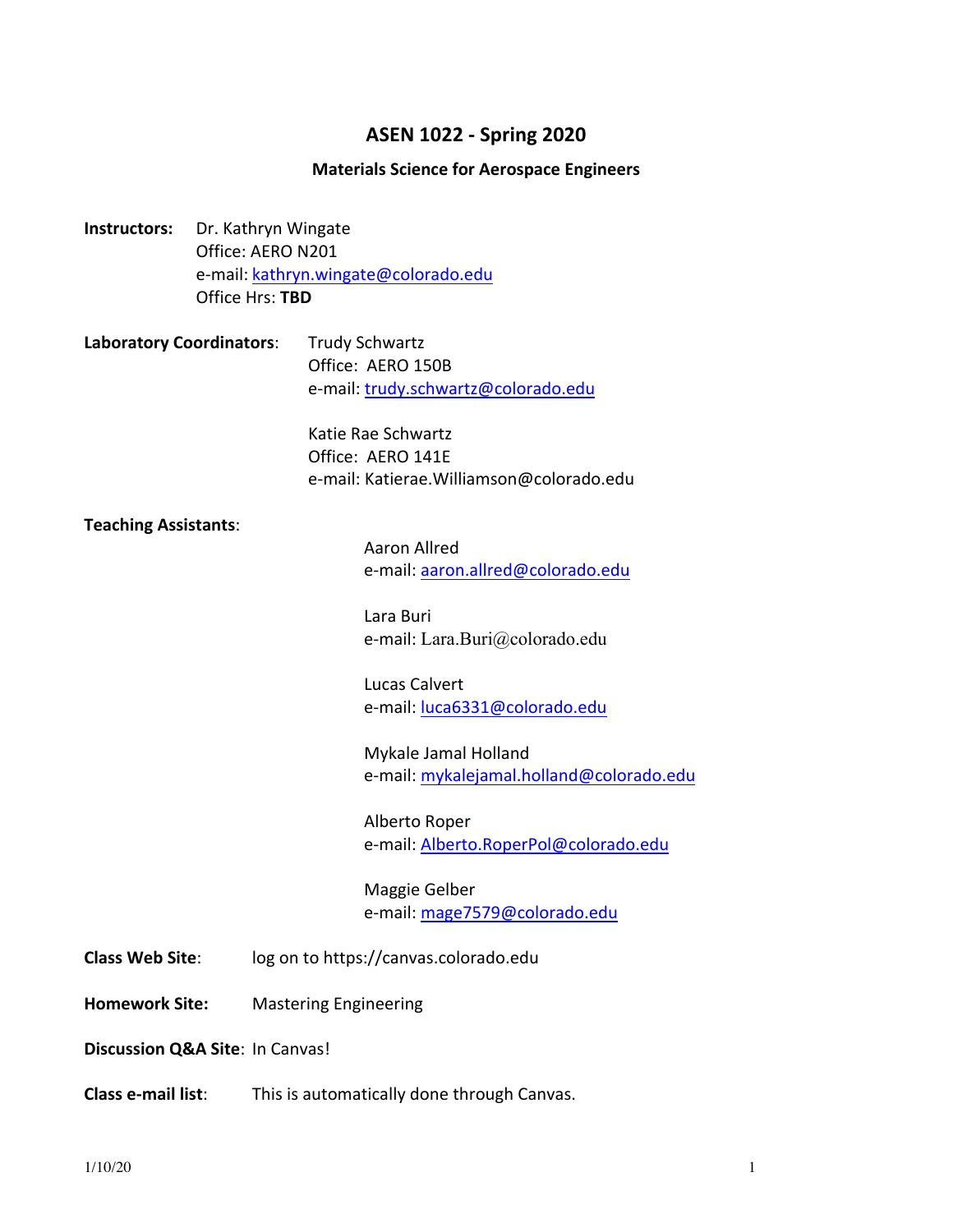# ASEN 1022 - Spring 2020

## Materials Science for Aerospace Engineers

**Instructors:** Dr. Kathryn Wingate
Office: AERO N201
e-mail: kathryn.wingate@colorado.edu
Office Hrs: **TBD**

**Laboratory Coordinators**: Trudy Schwartz
Office: AERO 150B
e-mail: trudy.schwartz@colorado.edu

Katie Rae Schwartz
Office: AERO 141E
e-mail: Katierae.Williamson@colorado.edu

**Teaching Assistants**:

Aaron Allred
e-mail: aaron.allred@colorado.edu

Lara Buri
e-mail: Lara.Buri@colorado.edu

Lucas Calvert
e-mail: luca6331@colorado.edu

Mykale Jamal Holland
e-mail: mykalejamal.holland@colorado.edu

Alberto Roper
e-mail: Alberto.RoperPol@colorado.edu

Maggie Gelber
e-mail: mage7579@colorado.edu

**Class Web Site**: log on to https://canvas.colorado.edu

**Homework Site:** Mastering Engineering

**Discussion Q&A Site**: In Canvas!

**Class e-mail list**: This is automatically done through Canvas.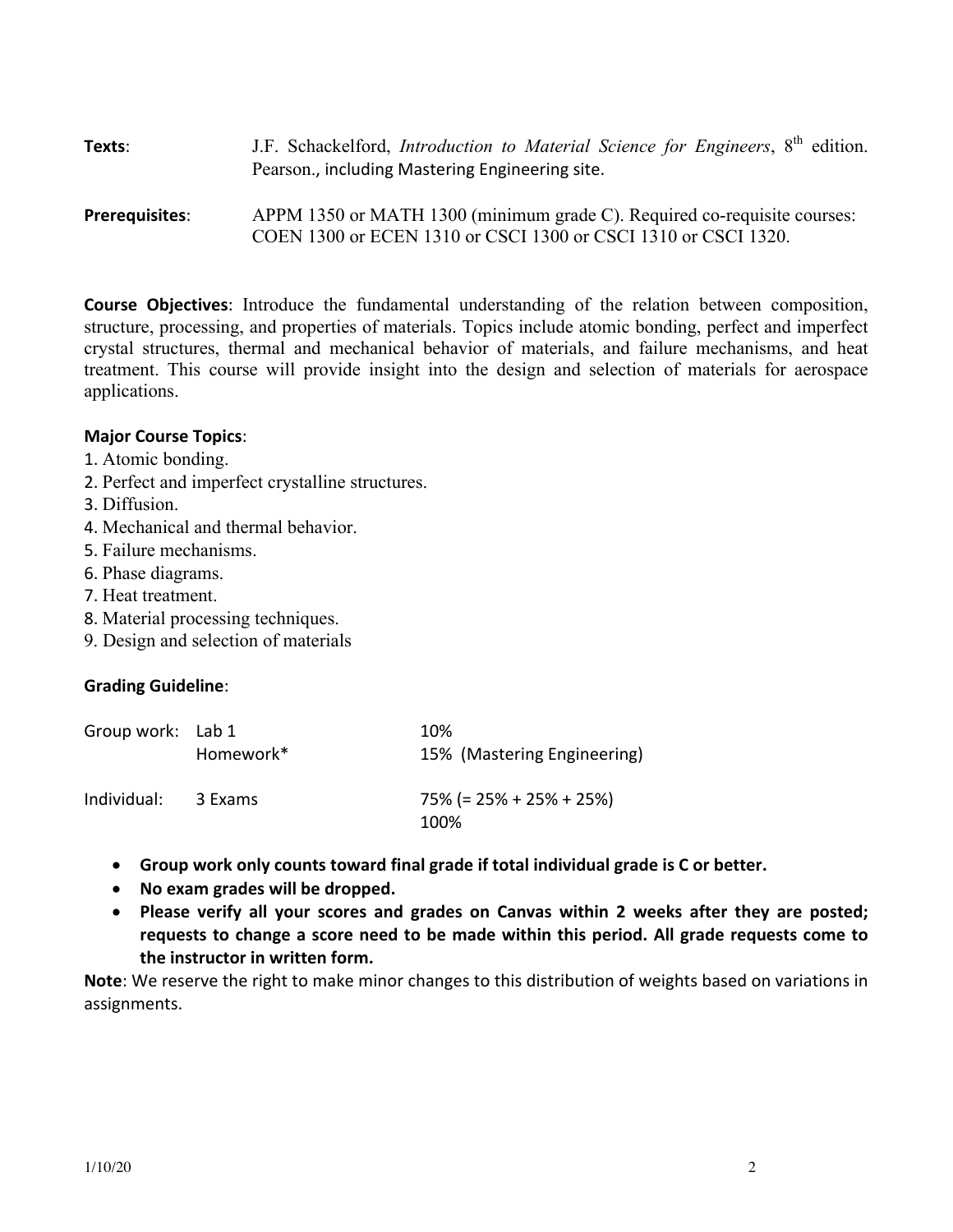**Texts**: J.F. Schackelford, *Introduction to Material Science for Engineers*, 8th edition. Pearson., including Mastering Engineering site.

**Prerequisites**: APPM 1350 or MATH 1300 (minimum grade C). Required co-requisite courses: COEN 1300 or ECEN 1310 or CSCI 1300 or CSCI 1310 or CSCI 1320.

**Course Objectives**: Introduce the fundamental understanding of the relation between composition, structure, processing, and properties of materials. Topics include atomic bonding, perfect and imperfect crystal structures, thermal and mechanical behavior of materials, and failure mechanisms, and heat treatment. This course will provide insight into the design and selection of materials for aerospace applications.

**Major Course Topics**:

1. Atomic bonding.
2. Perfect and imperfect crystalline structures.
3. Diffusion.
4. Mechanical and thermal behavior.
5. Failure mechanisms.
6. Phase diagrams.
7. Heat treatment.
8. Material processing techniques.
9. Design and selection of materials

**Grading Guideline**:

| | | |
|---|---|---|
| Group work: | Lab 1 | 10% |
| | Homework* | 15% (Mastering Engineering) |
| Individual: | 3 Exams | 75% (= 25% + 25% + 25%) |
| | | 100% |

- **Group work only counts toward final grade if total individual grade is C or better.**
- **No exam grades will be dropped.**
- **Please verify all your scores and grades on Canvas within 2 weeks after they are posted; requests to change a score need to be made within this period. All grade requests come to the instructor in written form.**

**Note**: We reserve the right to make minor changes to this distribution of weights based on variations in assignments.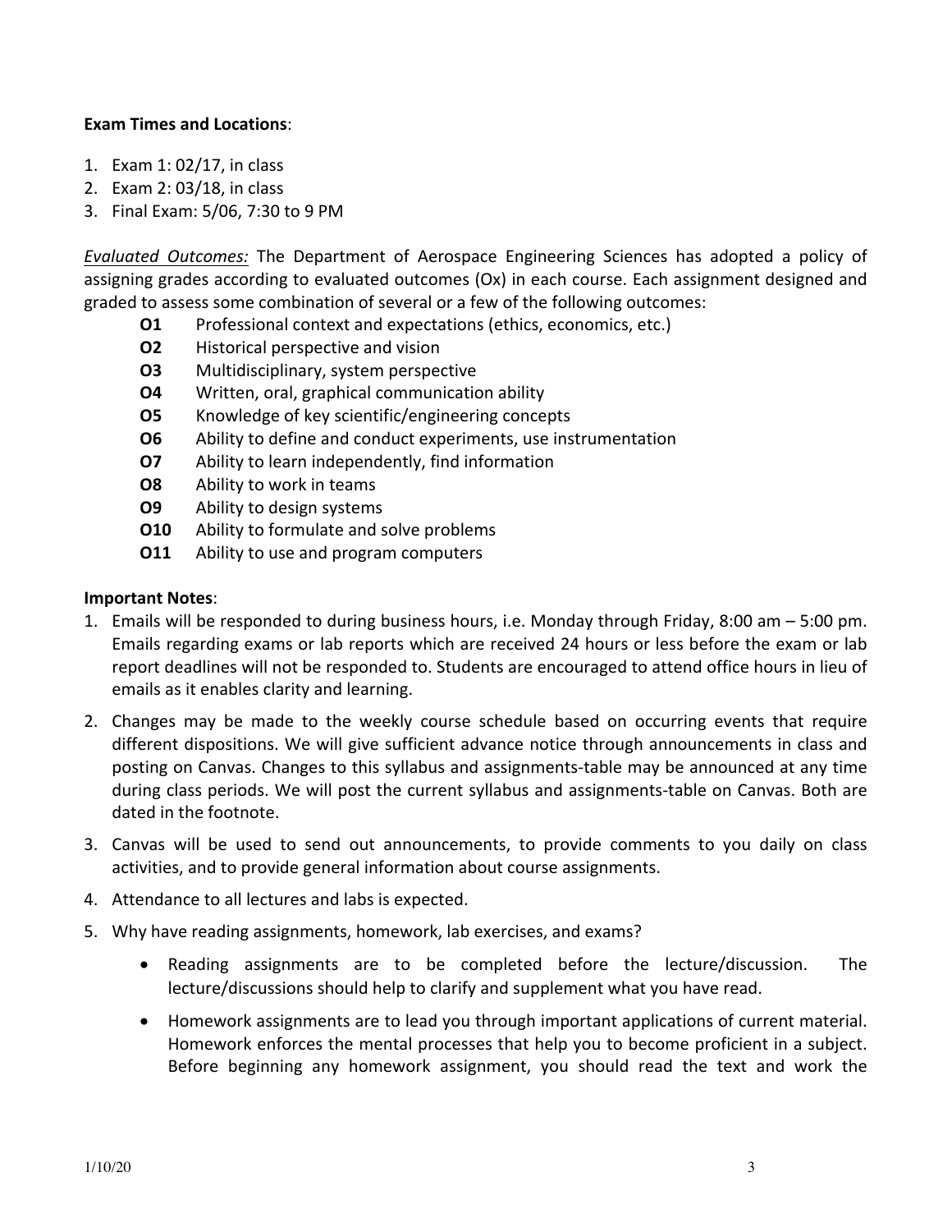**Exam Times and Locations**:

1. Exam 1: 02/17, in class
2. Exam 2: 03/18, in class
3. Final Exam: 5/06, 7:30 to 9 PM

*Evaluated Outcomes:* The Department of Aerospace Engineering Sciences has adopted a policy of assigning grades according to evaluated outcomes (Ox) in each course. Each assignment designed and graded to assess some combination of several or a few of the following outcomes:

- **O1** Professional context and expectations (ethics, economics, etc.)
- **O2** Historical perspective and vision
- **O3** Multidisciplinary, system perspective
- **O4** Written, oral, graphical communication ability
- **O5** Knowledge of key scientific/engineering concepts
- **O6** Ability to define and conduct experiments, use instrumentation
- **O7** Ability to learn independently, find information
- **O8** Ability to work in teams
- **O9** Ability to design systems
- **O10** Ability to formulate and solve problems
- **O11** Ability to use and program computers

**Important Notes**:

1. Emails will be responded to during business hours, i.e. Monday through Friday, 8:00 am – 5:00 pm. Emails regarding exams or lab reports which are received 24 hours or less before the exam or lab report deadlines will not be responded to. Students are encouraged to attend office hours in lieu of emails as it enables clarity and learning.

2. Changes may be made to the weekly course schedule based on occurring events that require different dispositions. We will give sufficient advance notice through announcements in class and posting on Canvas. Changes to this syllabus and assignments-table may be announced at any time during class periods. We will post the current syllabus and assignments-table on Canvas. Both are dated in the footnote.

3. Canvas will be used to send out announcements, to provide comments to you daily on class activities, and to provide general information about course assignments.

4. Attendance to all lectures and labs is expected.

5. Why have reading assignments, homework, lab exercises, and exams?

   - Reading assignments are to be completed before the lecture/discussion. The lecture/discussions should help to clarify and supplement what you have read.

   - Homework assignments are to lead you through important applications of current material. Homework enforces the mental processes that help you to become proficient in a subject. Before beginning any homework assignment, you should read the text and work the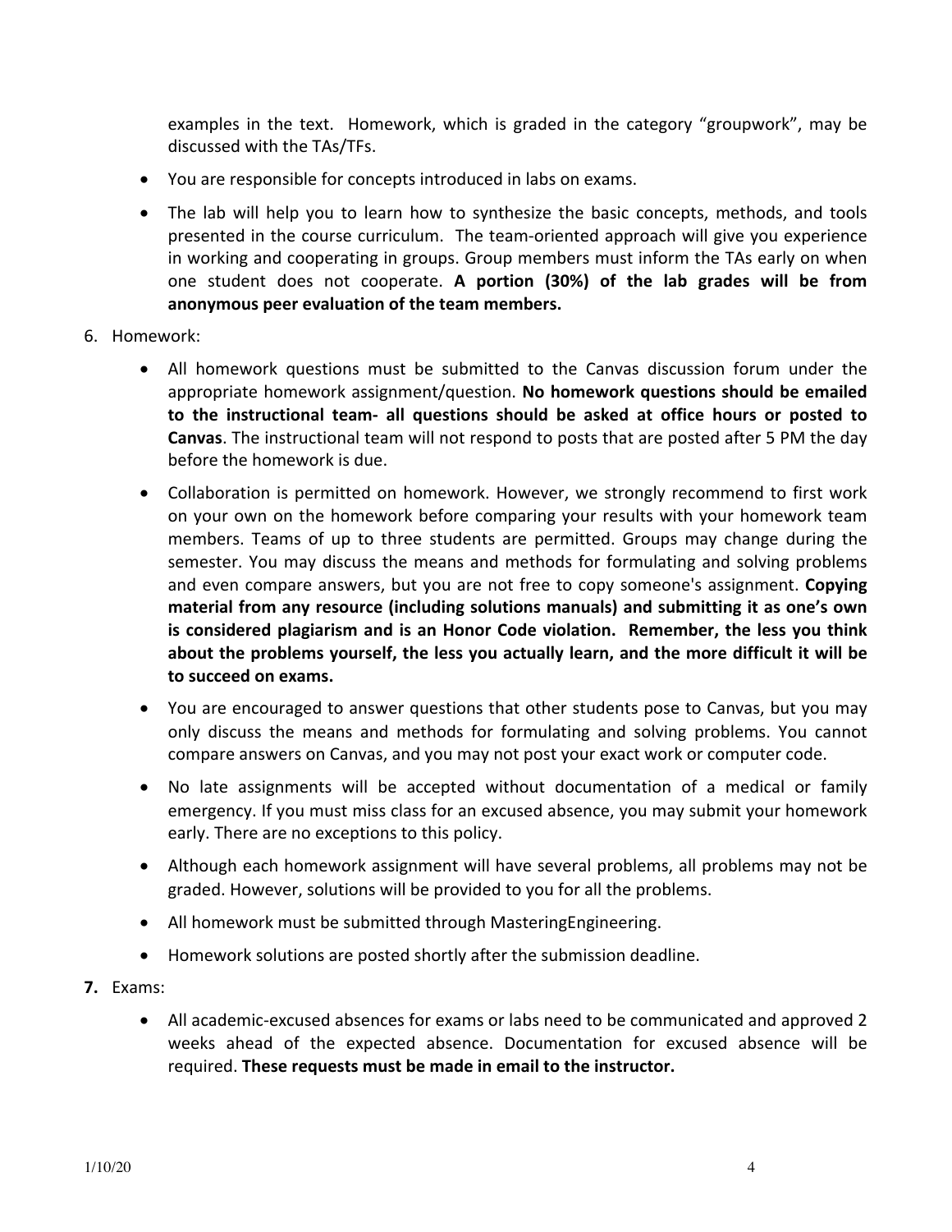examples in the text. Homework, which is graded in the category "groupwork", may be discussed with the TAs/TFs.

- You are responsible for concepts introduced in labs on exams.
- The lab will help you to learn how to synthesize the basic concepts, methods, and tools presented in the course curriculum. The team-oriented approach will give you experience in working and cooperating in groups. Group members must inform the TAs early on when one student does not cooperate. **A portion (30%) of the lab grades will be from anonymous peer evaluation of the team members.**

6. Homework:
   - All homework questions must be submitted to the Canvas discussion forum under the appropriate homework assignment/question. **No homework questions should be emailed to the instructional team- all questions should be asked at office hours or posted to Canvas**. The instructional team will not respond to posts that are posted after 5 PM the day before the homework is due.
   - Collaboration is permitted on homework. However, we strongly recommend to first work on your own on the homework before comparing your results with your homework team members. Teams of up to three students are permitted. Groups may change during the semester. You may discuss the means and methods for formulating and solving problems and even compare answers, but you are not free to copy someone's assignment. **Copying material from any resource (including solutions manuals) and submitting it as one's own is considered plagiarism and is an Honor Code violation. Remember, the less you think about the problems yourself, the less you actually learn, and the more difficult it will be to succeed on exams.**
   - You are encouraged to answer questions that other students pose to Canvas, but you may only discuss the means and methods for formulating and solving problems. You cannot compare answers on Canvas, and you may not post your exact work or computer code.
   - No late assignments will be accepted without documentation of a medical or family emergency. If you must miss class for an excused absence, you may submit your homework early. There are no exceptions to this policy.
   - Although each homework assignment will have several problems, all problems may not be graded. However, solutions will be provided to you for all the problems.
   - All homework must be submitted through MasteringEngineering.
   - Homework solutions are posted shortly after the submission deadline.

7. Exams:
   - All academic-excused absences for exams or labs need to be communicated and approved 2 weeks ahead of the expected absence. Documentation for excused absence will be required. **These requests must be made in email to the instructor.**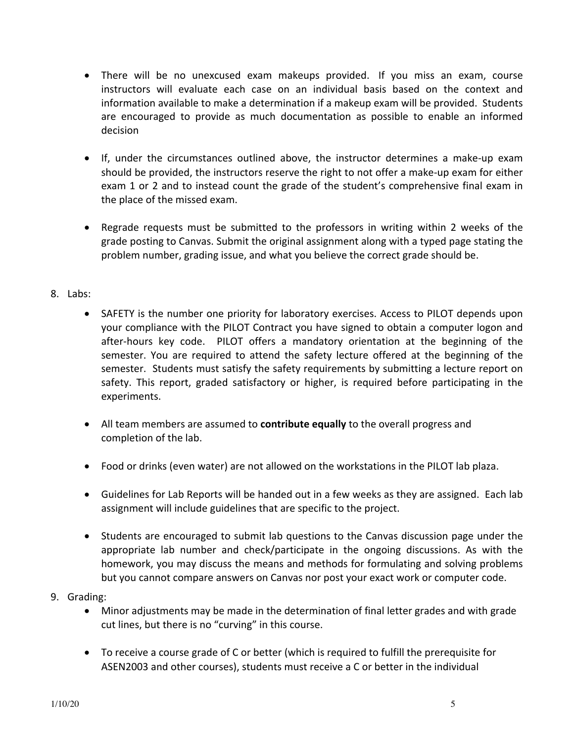- There will be no unexcused exam makeups provided. If you miss an exam, course instructors will evaluate each case on an individual basis based on the context and information available to make a determination if a makeup exam will be provided. Students are encouraged to provide as much documentation as possible to enable an informed decision

- If, under the circumstances outlined above, the instructor determines a make-up exam should be provided, the instructors reserve the right to not offer a make-up exam for either exam 1 or 2 and to instead count the grade of the student's comprehensive final exam in the place of the missed exam.

- Regrade requests must be submitted to the professors in writing within 2 weeks of the grade posting to Canvas. Submit the original assignment along with a typed page stating the problem number, grading issue, and what you believe the correct grade should be.

8. Labs:

   - SAFETY is the number one priority for laboratory exercises. Access to PILOT depends upon your compliance with the PILOT Contract you have signed to obtain a computer logon and after-hours key code. PILOT offers a mandatory orientation at the beginning of the semester. You are required to attend the safety lecture offered at the beginning of the semester. Students must satisfy the safety requirements by submitting a lecture report on safety. This report, graded satisfactory or higher, is required before participating in the experiments.

   - All team members are assumed to **contribute equally** to the overall progress and completion of the lab.

   - Food or drinks (even water) are not allowed on the workstations in the PILOT lab plaza.

   - Guidelines for Lab Reports will be handed out in a few weeks as they are assigned. Each lab assignment will include guidelines that are specific to the project.

   - Students are encouraged to submit lab questions to the Canvas discussion page under the appropriate lab number and check/participate in the ongoing discussions. As with the homework, you may discuss the means and methods for formulating and solving problems but you cannot compare answers on Canvas nor post your exact work or computer code.

9. Grading:

   - Minor adjustments may be made in the determination of final letter grades and with grade cut lines, but there is no "curving" in this course.

   - To receive a course grade of C or better (which is required to fulfill the prerequisite for ASEN2003 and other courses), students must receive a C or better in the individual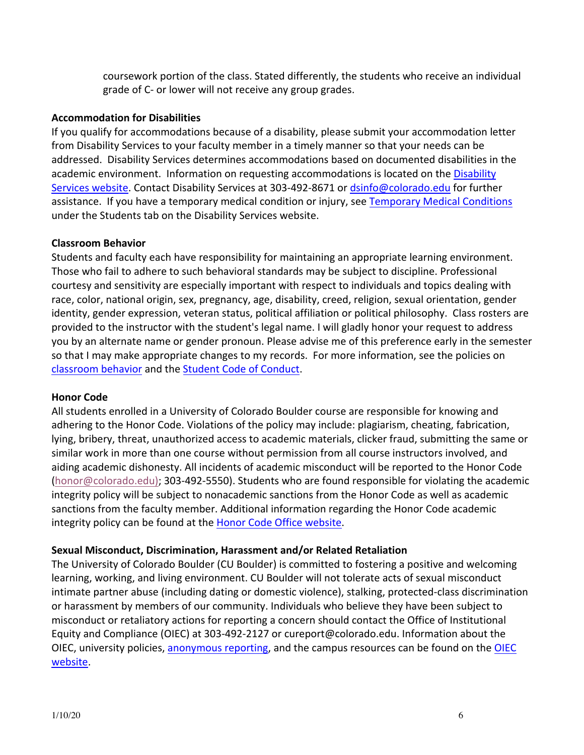coursework portion of the class. Stated differently, the students who receive an individual grade of C- or lower will not receive any group grades.

**Accommodation for Disabilities**

If you qualify for accommodations because of a disability, please submit your accommodation letter from Disability Services to your faculty member in a timely manner so that your needs can be addressed. Disability Services determines accommodations based on documented disabilities in the academic environment. Information on requesting accommodations is located on the Disability Services website. Contact Disability Services at 303-492-8671 or dsinfo@colorado.edu for further assistance. If you have a temporary medical condition or injury, see Temporary Medical Conditions under the Students tab on the Disability Services website.

**Classroom Behavior**

Students and faculty each have responsibility for maintaining an appropriate learning environment. Those who fail to adhere to such behavioral standards may be subject to discipline. Professional courtesy and sensitivity are especially important with respect to individuals and topics dealing with race, color, national origin, sex, pregnancy, age, disability, creed, religion, sexual orientation, gender identity, gender expression, veteran status, political affiliation or political philosophy. Class rosters are provided to the instructor with the student's legal name. I will gladly honor your request to address you by an alternate name or gender pronoun. Please advise me of this preference early in the semester so that I may make appropriate changes to my records. For more information, see the policies on classroom behavior and the Student Code of Conduct.

**Honor Code**

All students enrolled in a University of Colorado Boulder course are responsible for knowing and adhering to the Honor Code. Violations of the policy may include: plagiarism, cheating, fabrication, lying, bribery, threat, unauthorized access to academic materials, clicker fraud, submitting the same or similar work in more than one course without permission from all course instructors involved, and aiding academic dishonesty. All incidents of academic misconduct will be reported to the Honor Code (honor@colorado.edu); 303-492-5550). Students who are found responsible for violating the academic integrity policy will be subject to nonacademic sanctions from the Honor Code as well as academic sanctions from the faculty member. Additional information regarding the Honor Code academic integrity policy can be found at the Honor Code Office website.

**Sexual Misconduct, Discrimination, Harassment and/or Related Retaliation**

The University of Colorado Boulder (CU Boulder) is committed to fostering a positive and welcoming learning, working, and living environment. CU Boulder will not tolerate acts of sexual misconduct intimate partner abuse (including dating or domestic violence), stalking, protected-class discrimination or harassment by members of our community. Individuals who believe they have been subject to misconduct or retaliatory actions for reporting a concern should contact the Office of Institutional Equity and Compliance (OIEC) at 303-492-2127 or cureport@colorado.edu. Information about the OIEC, university policies, anonymous reporting, and the campus resources can be found on the OIEC website.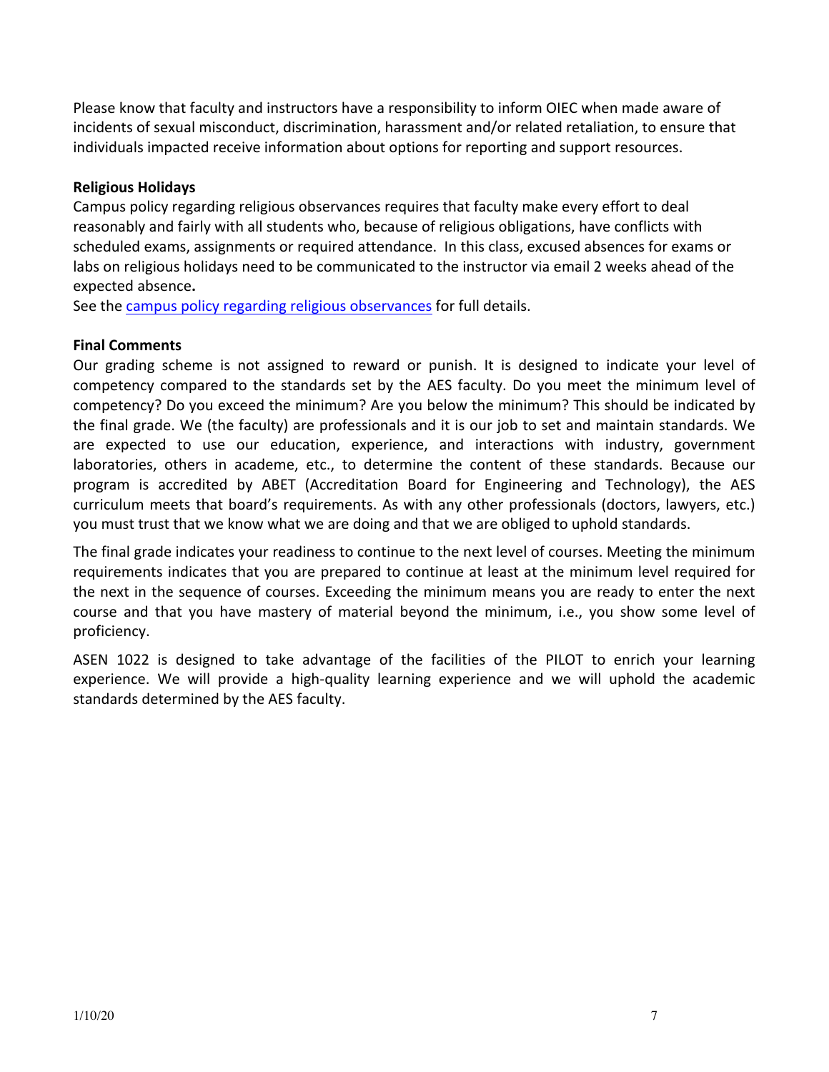Please know that faculty and instructors have a responsibility to inform OIEC when made aware of incidents of sexual misconduct, discrimination, harassment and/or related retaliation, to ensure that individuals impacted receive information about options for reporting and support resources.

**Religious Holidays**

Campus policy regarding religious observances requires that faculty make every effort to deal reasonably and fairly with all students who, because of religious obligations, have conflicts with scheduled exams, assignments or required attendance. In this class, excused absences for exams or labs on religious holidays need to be communicated to the instructor via email 2 weeks ahead of the expected absence**.**

See the campus policy regarding religious observances for full details.

**Final Comments**

Our grading scheme is not assigned to reward or punish. It is designed to indicate your level of competency compared to the standards set by the AES faculty. Do you meet the minimum level of competency? Do you exceed the minimum? Are you below the minimum? This should be indicated by the final grade. We (the faculty) are professionals and it is our job to set and maintain standards. We are expected to use our education, experience, and interactions with industry, government laboratories, others in academe, etc., to determine the content of these standards. Because our program is accredited by ABET (Accreditation Board for Engineering and Technology), the AES curriculum meets that board's requirements. As with any other professionals (doctors, lawyers, etc.) you must trust that we know what we are doing and that we are obliged to uphold standards.

The final grade indicates your readiness to continue to the next level of courses. Meeting the minimum requirements indicates that you are prepared to continue at least at the minimum level required for the next in the sequence of courses. Exceeding the minimum means you are ready to enter the next course and that you have mastery of material beyond the minimum, i.e., you show some level of proficiency.

ASEN 1022 is designed to take advantage of the facilities of the PILOT to enrich your learning experience. We will provide a high-quality learning experience and we will uphold the academic standards determined by the AES faculty.